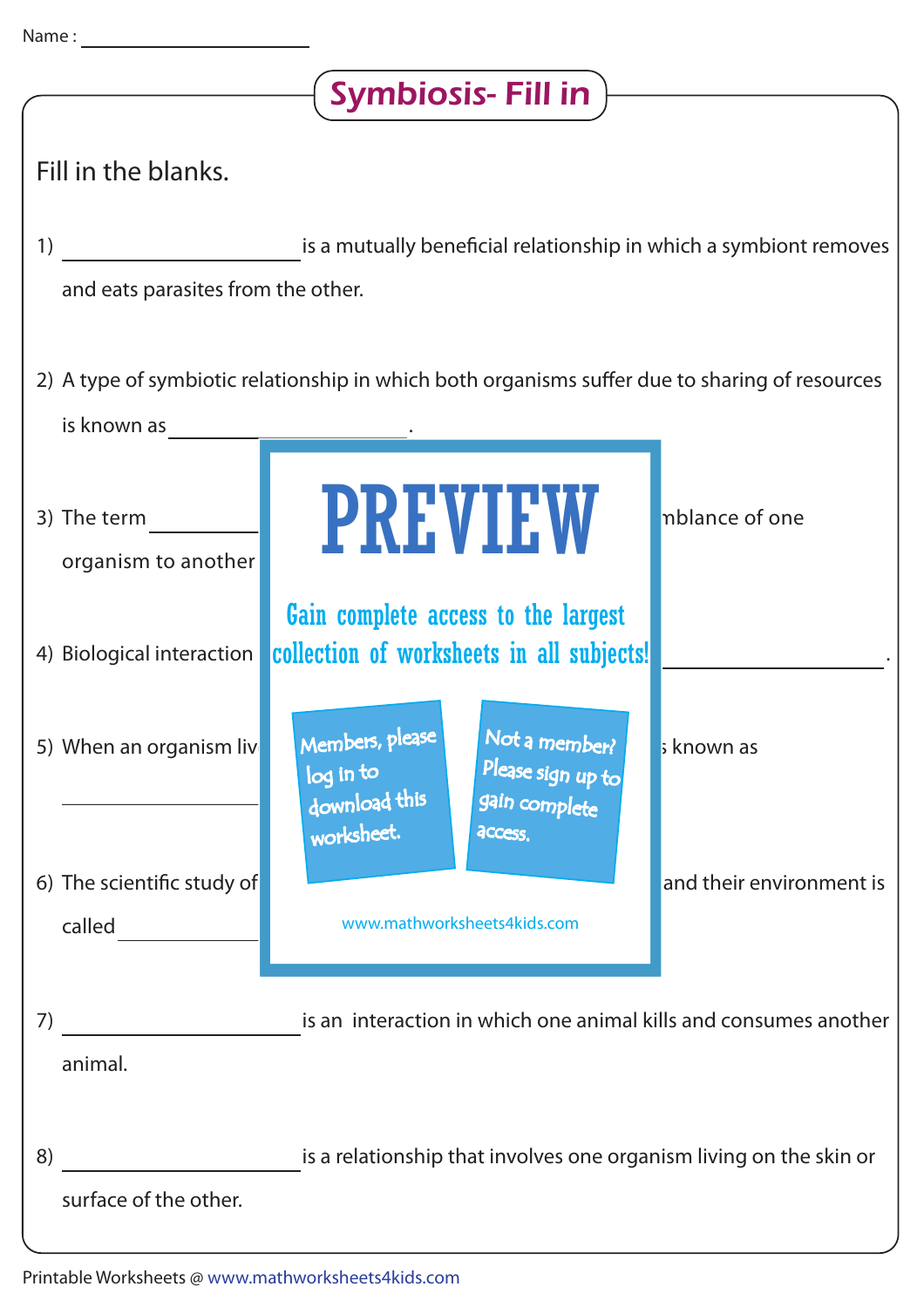Name : ____________________

# Symbiosis- Fill in

Fill in the blanks.

1) ____________________ is a mutually beneficial relationship in which a symbiont removes and eats parasites from the other.

2) A type of symbiotic relationship in which both organisms suffer due to sharing of resources is known as ____________________.

3) The term ____________ mblance of one organism to another

4) Biological interaction ____________________.

5) When an organism liv s known as ____________

6) The scientific study of and their environment is called ____________

PREVIEW

Gain complete access to the largest collection of worksheets in all subjects!

Members, please log in to download this worksheet.

Not a member? Please sign up to gain complete access.

www.mathworksheets4kids.com

7) ____________________ is an interaction in which one animal kills and consumes another animal.

8) ____________________ is a relationship that involves one organism living on the skin or surface of the other.

Printable Worksheets @ www.mathworksheets4kids.com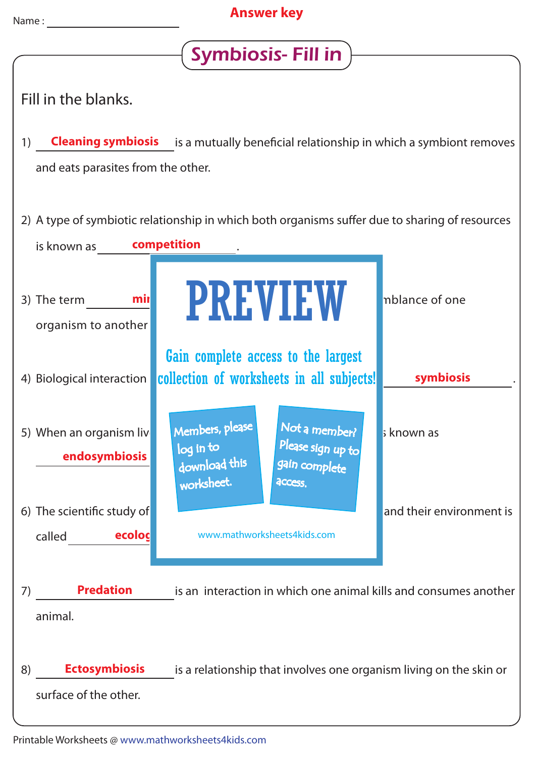Name : ____________________

**Answer key**

# Symbiosis- Fill in

Fill in the blanks.

1) **Cleaning symbiosis** is a mutually beneficial relationship in which a symbiont removes and eats parasites from the other.

2) A type of symbiotic relationship in which both organisms suffer due to sharing of resources is known as **competition**.

3) The term **mi** ... mblance of one organism to another

4) Biological interaction ... **symbiosis**.

5) When an organism liv ... known as **endosymbiosis**

6) The scientific study of ... and their environment is called **ecolog**

PREVIEW

Gain complete access to the largest collection of worksheets in all subjects!

Members, please log in to download this worksheet.

Not a member? Please sign up to gain complete access.

www.mathworksheets4kids.com

7) **Predation** is an interaction in which one animal kills and consumes another animal.

8) **Ectosymbiosis** is a relationship that involves one organism living on the skin or surface of the other.

Printable Worksheets @ www.mathworksheets4kids.com